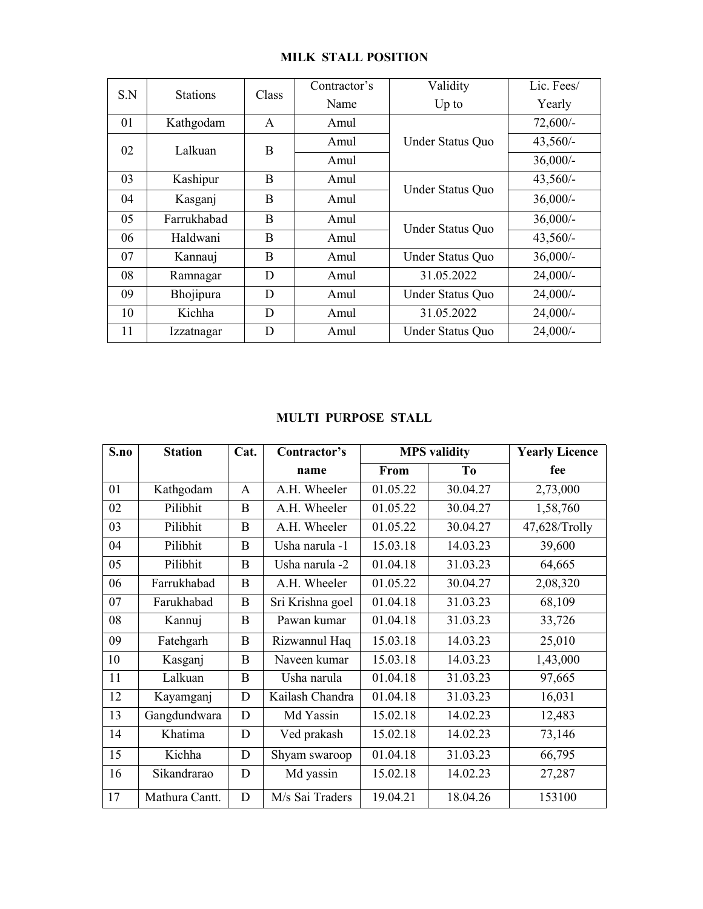## MILK STALL POSITION

| S.N | Stations | Class | Contractor's Name | Validity Up to | Lic. Fees/ Yearly |
|---|---|---|---|---|---|
| 01 | Kathgodam | A | Amul | Under Status Quo | 72,600/- |
| 02 | Lalkuan | B | Amul | | 43,560/- |
| | | | Amul | | 36,000/- |
| 03 | Kashipur | B | Amul | Under Status Quo | 43,560/- |
| 04 | Kasganj | B | Amul | | 36,000/- |
| 05 | Farrukhabad | B | Amul | Under Status Quo | 36,000/- |
| 06 | Haldwani | B | Amul | | 43,560/- |
| 07 | Kannauj | B | Amul | Under Status Quo | 36,000/- |
| 08 | Ramnagar | D | Amul | 31.05.2022 | 24,000/- |
| 09 | Bhojipura | D | Amul | Under Status Quo | 24,000/- |
| 10 | Kichha | D | Amul | 31.05.2022 | 24,000/- |
| 11 | Izzatnagar | D | Amul | Under Status Quo | 24,000/- |

## MULTI PURPOSE STALL

| S.no | Station | Cat. | Contractor's name | MPS validity | | Yearly Licence fee |
|---|---|---|---|---|---|---|
| | | | | From | To | |
| 01 | Kathgodam | A | A.H. Wheeler | 01.05.22 | 30.04.27 | 2,73,000 |
| 02 | Pilibhit | B | A.H. Wheeler | 01.05.22 | 30.04.27 | 1,58,760 |
| 03 | Pilibhit | B | A.H. Wheeler | 01.05.22 | 30.04.27 | 47,628/Trolly |
| 04 | Pilibhit | B | Usha narula -1 | 15.03.18 | 14.03.23 | 39,600 |
| 05 | Pilibhit | B | Usha narula -2 | 01.04.18 | 31.03.23 | 64,665 |
| 06 | Farrukhabad | B | A.H. Wheeler | 01.05.22 | 30.04.27 | 2,08,320 |
| 07 | Farukhabad | B | Sri Krishna goel | 01.04.18 | 31.03.23 | 68,109 |
| 08 | Kannuj | B | Pawan kumar | 01.04.18 | 31.03.23 | 33,726 |
| 09 | Fatehgarh | B | Rizwannul Haq | 15.03.18 | 14.03.23 | 25,010 |
| 10 | Kasganj | B | Naveen kumar | 15.03.18 | 14.03.23 | 1,43,000 |
| 11 | Lalkuan | B | Usha narula | 01.04.18 | 31.03.23 | 97,665 |
| 12 | Kayamganj | D | Kailash Chandra | 01.04.18 | 31.03.23 | 16,031 |
| 13 | Gangdundwara | D | Md Yassin | 15.02.18 | 14.02.23 | 12,483 |
| 14 | Khatima | D | Ved prakash | 15.02.18 | 14.02.23 | 73,146 |
| 15 | Kichha | D | Shyam swaroop | 01.04.18 | 31.03.23 | 66,795 |
| 16 | Sikandrarao | D | Md yassin | 15.02.18 | 14.02.23 | 27,287 |
| 17 | Mathura Cantt. | D | M/s Sai Traders | 19.04.21 | 18.04.26 | 153100 |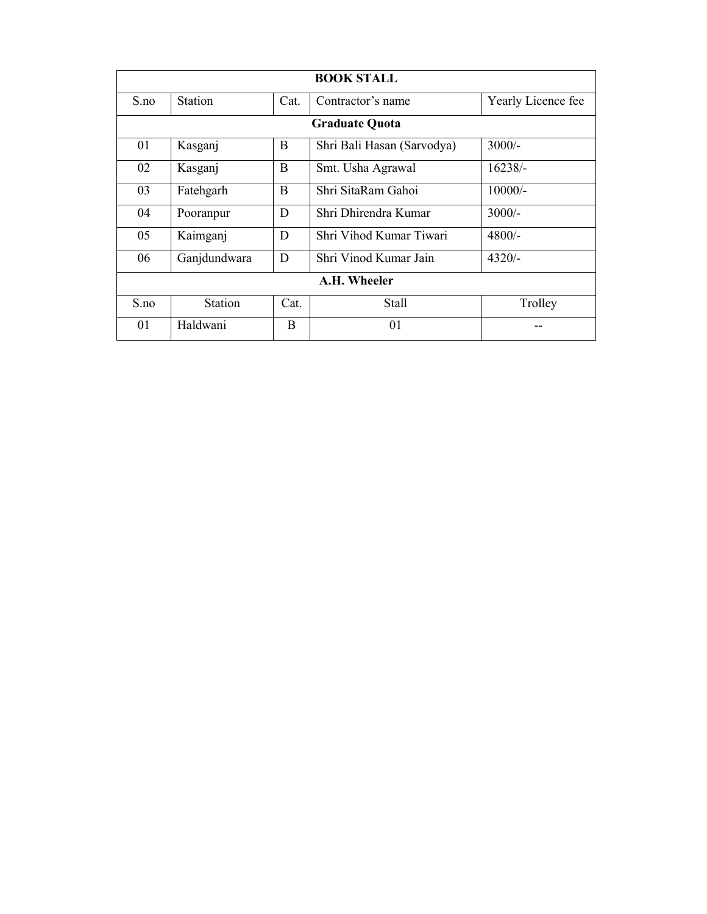| BOOK STALL | | | | |
|---|---|---|---|---|
| S.no | Station | Cat. | Contractor's name | Yearly Licence fee |
| **Graduate Quota** | | | | |
| 01 | Kasganj | B | Shri Bali Hasan (Sarvodya) | 3000/- |
| 02 | Kasganj | B | Smt. Usha Agrawal | 16238/- |
| 03 | Fatehgarh | B | Shri SitaRam Gahoi | 10000/- |
| 04 | Pooranpur | D | Shri Dhirendra Kumar | 3000/- |
| 05 | Kaimganj | D | Shri Vihod Kumar Tiwari | 4800/- |
| 06 | Ganjdundwara | D | Shri Vinod Kumar Jain | 4320/- |
| **A.H. Wheeler** | | | | |
| S.no | Station | Cat. | Stall | Trolley |
| 01 | Haldwani | B | 01 | -- |